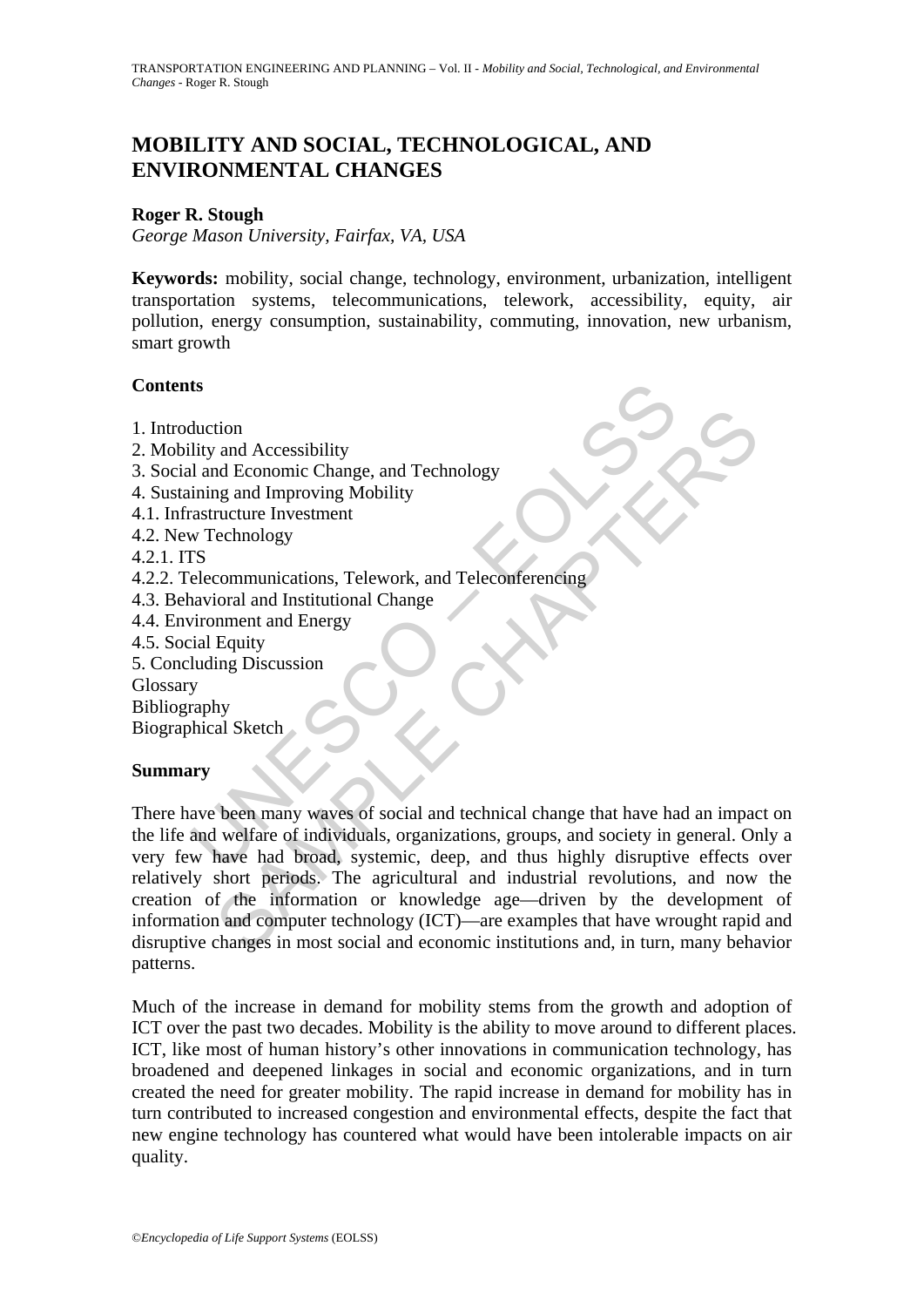# MOBILITY AND SOCIAL, TECHNOLOGICAL, AND ENVIRONMENTAL CHANGES

**Roger R. Stough**

*George Mason University, Fairfax, VA, USA*

**Keywords:** mobility, social change, technology, environment, urbanization, intelligent transportation systems, telecommunications, telework, accessibility, equity, air pollution, energy consumption, sustainability, commuting, innovation, new urbanism, smart growth

**Contents**

1. Introduction
2. Mobility and Accessibility
3. Social and Economic Change, and Technology
4. Sustaining and Improving Mobility
4.1. Infrastructure Investment
4.2. New Technology
4.2.1. ITS
4.2.2. Telecommunications, Telework, and Teleconferencing
4.3. Behavioral and Institutional Change
4.4. Environment and Energy
4.5. Social Equity
5. Concluding Discussion

Glossary
Bibliography
Biographical Sketch

**Summary**

There have been many waves of social and technical change that have had an impact on the life and welfare of individuals, organizations, groups, and society in general. Only a very few have had broad, systemic, deep, and thus highly disruptive effects over relatively short periods. The agricultural and industrial revolutions, and now the creation of the information or knowledge age—driven by the development of information and computer technology (ICT)—are examples that have wrought rapid and disruptive changes in most social and economic institutions and, in turn, many behavior patterns.

Much of the increase in demand for mobility stems from the growth and adoption of ICT over the past two decades. Mobility is the ability to move around to different places. ICT, like most of human history's other innovations in communication technology, has broadened and deepened linkages in social and economic organizations, and in turn created the need for greater mobility. The rapid increase in demand for mobility has in turn contributed to increased congestion and environmental effects, despite the fact that new engine technology has countered what would have been intolerable impacts on air quality.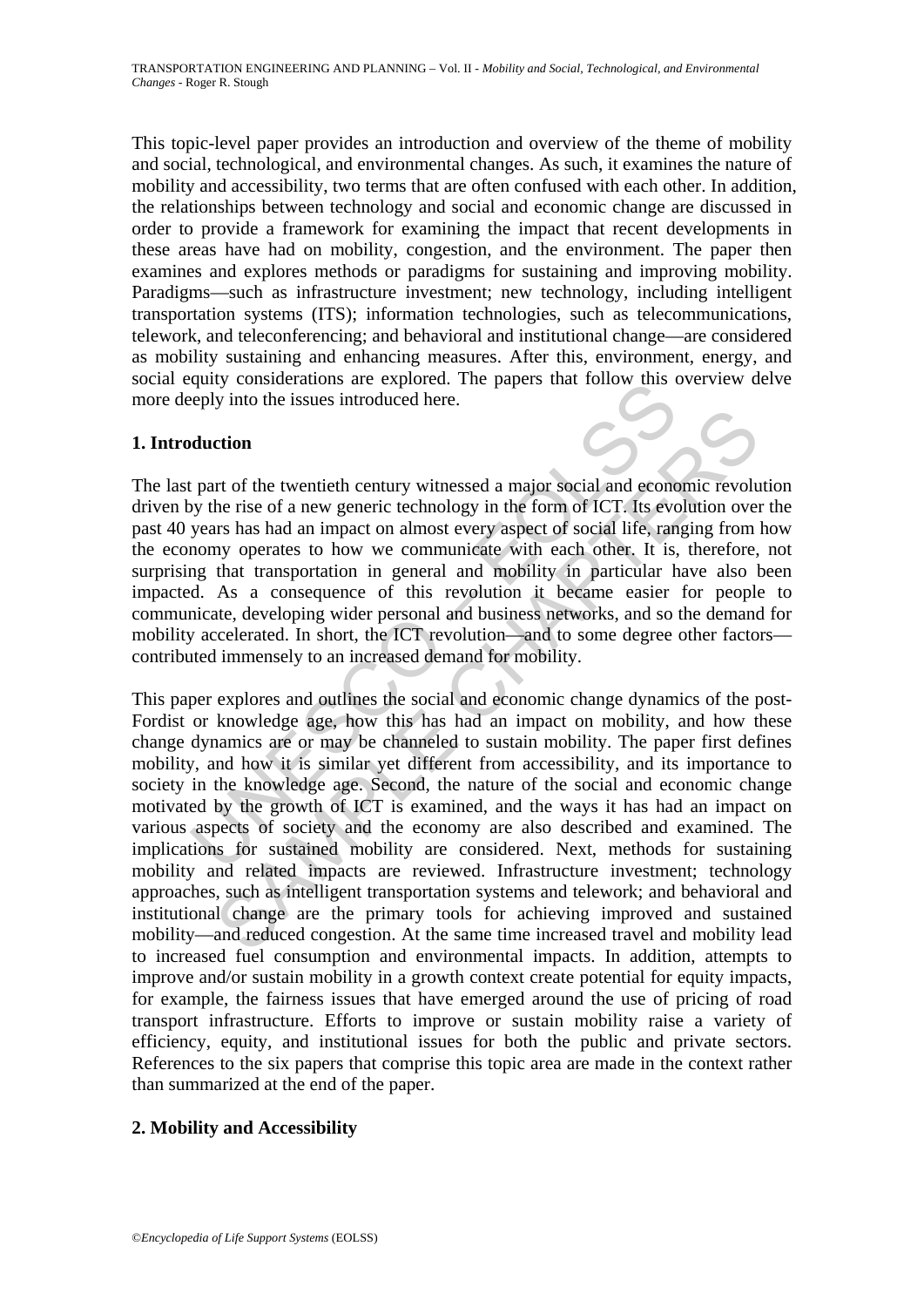This topic-level paper provides an introduction and overview of the theme of mobility and social, technological, and environmental changes. As such, it examines the nature of mobility and accessibility, two terms that are often confused with each other. In addition, the relationships between technology and social and economic change are discussed in order to provide a framework for examining the impact that recent developments in these areas have had on mobility, congestion, and the environment. The paper then examines and explores methods or paradigms for sustaining and improving mobility. Paradigms—such as infrastructure investment; new technology, including intelligent transportation systems (ITS); information technologies, such as telecommunications, telework, and teleconferencing; and behavioral and institutional change—are considered as mobility sustaining and enhancing measures. After this, environment, energy, and social equity considerations are explored. The papers that follow this overview delve more deeply into the issues introduced here.

## 1. Introduction

The last part of the twentieth century witnessed a major social and economic revolution driven by the rise of a new generic technology in the form of ICT. Its evolution over the past 40 years has had an impact on almost every aspect of social life, ranging from how the economy operates to how we communicate with each other. It is, therefore, not surprising that transportation in general and mobility in particular have also been impacted. As a consequence of this revolution it became easier for people to communicate, developing wider personal and business networks, and so the demand for mobility accelerated. In short, the ICT revolution—and to some degree other factors—contributed immensely to an increased demand for mobility.

This paper explores and outlines the social and economic change dynamics of the post-Fordist or knowledge age, how this has had an impact on mobility, and how these change dynamics are or may be channeled to sustain mobility. The paper first defines mobility, and how it is similar yet different from accessibility, and its importance to society in the knowledge age. Second, the nature of the social and economic change motivated by the growth of ICT is examined, and the ways it has had an impact on various aspects of society and the economy are also described and examined. The implications for sustained mobility are considered. Next, methods for sustaining mobility and related impacts are reviewed. Infrastructure investment; technology approaches, such as intelligent transportation systems and telework; and behavioral and institutional change are the primary tools for achieving improved and sustained mobility—and reduced congestion. At the same time increased travel and mobility lead to increased fuel consumption and environmental impacts. In addition, attempts to improve and/or sustain mobility in a growth context create potential for equity impacts, for example, the fairness issues that have emerged around the use of pricing of road transport infrastructure. Efforts to improve or sustain mobility raise a variety of efficiency, equity, and institutional issues for both the public and private sectors. References to the six papers that comprise this topic area are made in the context rather than summarized at the end of the paper.

## 2. Mobility and Accessibility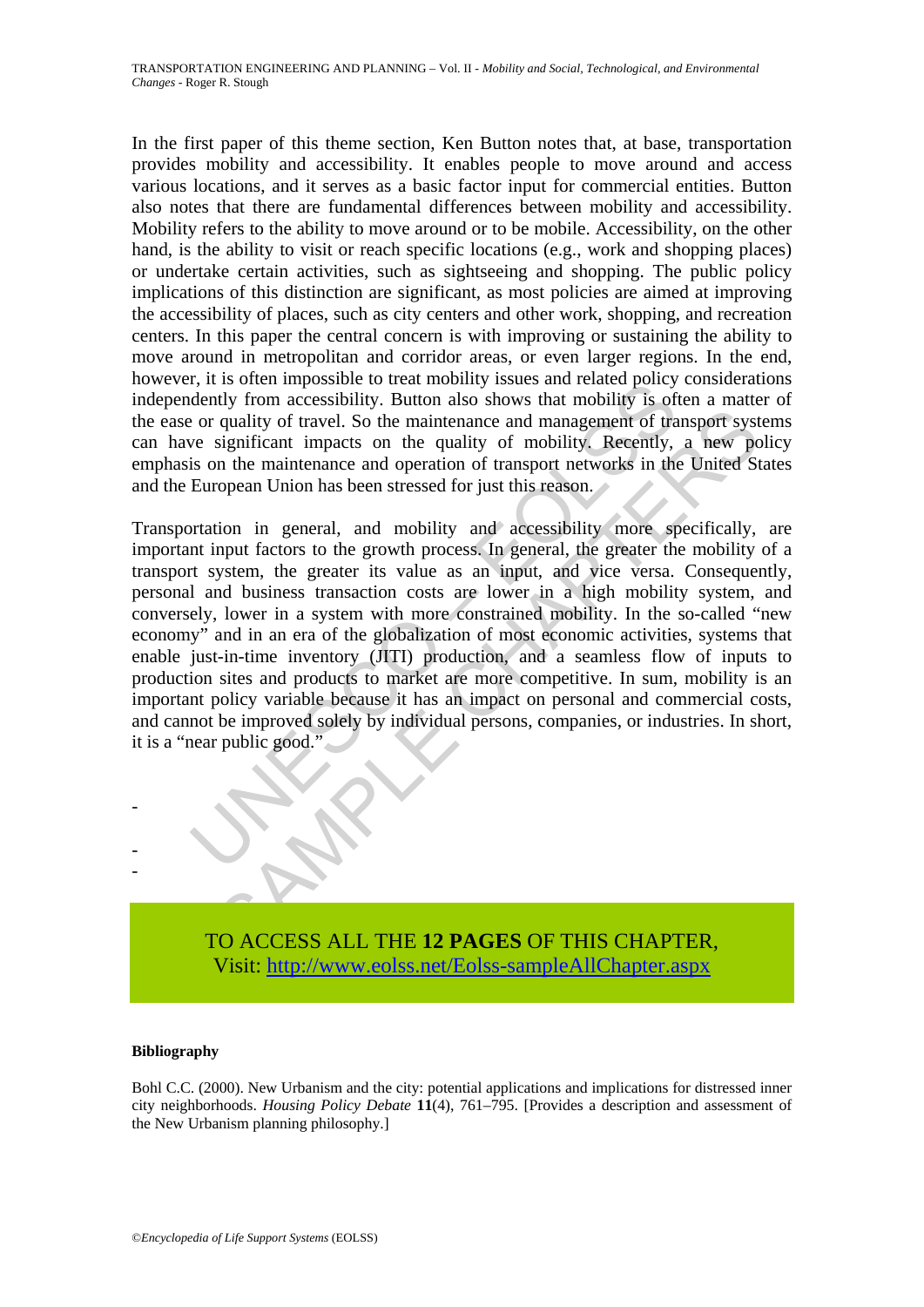In the first paper of this theme section, Ken Button notes that, at base, transportation provides mobility and accessibility. It enables people to move around and access various locations, and it serves as a basic factor input for commercial entities. Button also notes that there are fundamental differences between mobility and accessibility. Mobility refers to the ability to move around or to be mobile. Accessibility, on the other hand, is the ability to visit or reach specific locations (e.g., work and shopping places) or undertake certain activities, such as sightseeing and shopping. The public policy implications of this distinction are significant, as most policies are aimed at improving the accessibility of places, such as city centers and other work, shopping, and recreation centers. In this paper the central concern is with improving or sustaining the ability to move around in metropolitan and corridor areas, or even larger regions. In the end, however, it is often impossible to treat mobility issues and related policy considerations independently from accessibility. Button also shows that mobility is often a matter of the ease or quality of travel. So the maintenance and management of transport systems can have significant impacts on the quality of mobility. Recently, a new policy emphasis on the maintenance and operation of transport networks in the United States and the European Union has been stressed for just this reason.

Transportation in general, and mobility and accessibility more specifically, are important input factors to the growth process. In general, the greater the mobility of a transport system, the greater its value as an input, and vice versa. Consequently, personal and business transaction costs are lower in a high mobility system, and conversely, lower in a system with more constrained mobility. In the so-called "new economy" and in an era of the globalization of most economic activities, systems that enable just-in-time inventory (JITI) production, and a seamless flow of inputs to production sites and products to market are more competitive. In sum, mobility is an important policy variable because it has an impact on personal and commercial costs, and cannot be improved solely by individual persons, companies, or industries. In short, it is a "near public good."

-

-
-

TO ACCESS ALL THE **12 PAGES** OF THIS CHAPTER,
Visit: http://www.eolss.net/Eolss-sampleAllChapter.aspx

**Bibliography**

Bohl C.C. (2000). New Urbanism and the city: potential applications and implications for distressed inner city neighborhoods. *Housing Policy Debate* **11**(4), 761–795. [Provides a description and assessment of the New Urbanism planning philosophy.]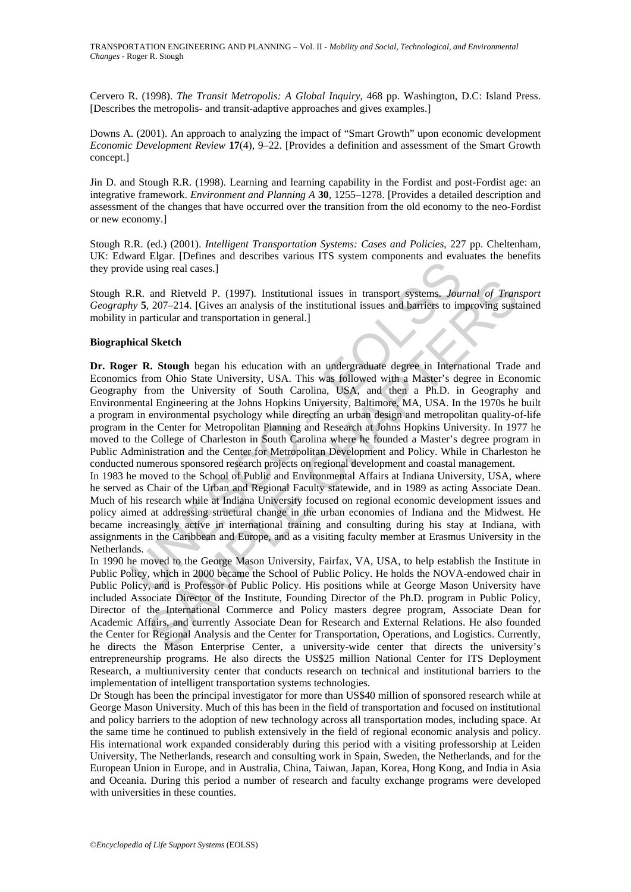Cervero R. (1998). *The Transit Metropolis: A Global Inquiry*, 468 pp. Washington, D.C: Island Press. [Describes the metropolis- and transit-adaptive approaches and gives examples.]

Downs A. (2001). An approach to analyzing the impact of "Smart Growth" upon economic development *Economic Development Review* **17**(4), 9–22. [Provides a definition and assessment of the Smart Growth concept.]

Jin D. and Stough R.R. (1998). Learning and learning capability in the Fordist and post-Fordist age: an integrative framework. *Environment and Planning A* **30**, 1255–1278. [Provides a detailed description and assessment of the changes that have occurred over the transition from the old economy to the neo-Fordist or new economy.]

Stough R.R. (ed.) (2001). *Intelligent Transportation Systems: Cases and Policies*, 227 pp. Cheltenham, UK: Edward Elgar. [Defines and describes various ITS system components and evaluates the benefits they provide using real cases.]

Stough R.R. and Rietveld P. (1997). Institutional issues in transport systems. *Journal of Transport Geography* **5**, 207–214. [Gives an analysis of the institutional issues and barriers to improving sustained mobility in particular and transportation in general.]

**Biographical Sketch**

**Dr. Roger R. Stough** began his education with an undergraduate degree in International Trade and Economics from Ohio State University, USA. This was followed with a Master's degree in Economic Geography from the University of South Carolina, USA, and then a Ph.D. in Geography and Environmental Engineering at the Johns Hopkins University, Baltimore, MA, USA. In the 1970s he built a program in environmental psychology while directing an urban design and metropolitan quality-of-life program in the Center for Metropolitan Planning and Research at Johns Hopkins University. In 1977 he moved to the College of Charleston in South Carolina where he founded a Master's degree program in Public Administration and the Center for Metropolitan Development and Policy. While in Charleston he conducted numerous sponsored research projects on regional development and coastal management.

In 1983 he moved to the School of Public and Environmental Affairs at Indiana University, USA, where he served as Chair of the Urban and Regional Faculty statewide, and in 1989 as acting Associate Dean. Much of his research while at Indiana University focused on regional economic development issues and policy aimed at addressing structural change in the urban economies of Indiana and the Midwest. He became increasingly active in international training and consulting during his stay at Indiana, with assignments in the Caribbean and Europe, and as a visiting faculty member at Erasmus University in the Netherlands.

In 1990 he moved to the George Mason University, Fairfax, VA, USA, to help establish the Institute in Public Policy, which in 2000 became the School of Public Policy. He holds the NOVA-endowed chair in Public Policy, and is Professor of Public Policy. His positions while at George Mason University have included Associate Director of the Institute, Founding Director of the Ph.D. program in Public Policy, Director of the International Commerce and Policy masters degree program, Associate Dean for Academic Affairs, and currently Associate Dean for Research and External Relations. He also founded the Center for Regional Analysis and the Center for Transportation, Operations, and Logistics. Currently, he directs the Mason Enterprise Center, a university-wide center that directs the university's entrepreneurship programs. He also directs the US$25 million National Center for ITS Deployment Research, a multiuniversity center that conducts research on technical and institutional barriers to the implementation of intelligent transportation systems technologies.

Dr Stough has been the principal investigator for more than US$40 million of sponsored research while at George Mason University. Much of this has been in the field of transportation and focused on institutional and policy barriers to the adoption of new technology across all transportation modes, including space. At the same time he continued to publish extensively in the field of regional economic analysis and policy. His international work expanded considerably during this period with a visiting professorship at Leiden University, The Netherlands, research and consulting work in Spain, Sweden, the Netherlands, and for the European Union in Europe, and in Australia, China, Taiwan, Japan, Korea, Hong Kong, and India in Asia and Oceania. During this period a number of research and faculty exchange programs were developed with universities in these counties.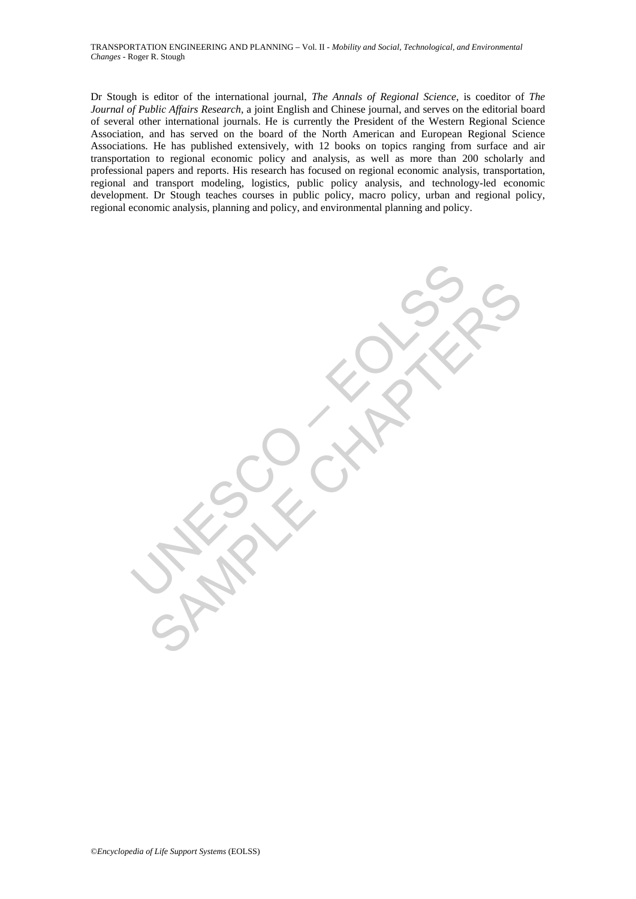Dr Stough is editor of the international journal, *The Annals of Regional Science*, is coeditor of *The Journal of Public Affairs Research*, a joint English and Chinese journal, and serves on the editorial board of several other international journals. He is currently the President of the Western Regional Science Association, and has served on the board of the North American and European Regional Science Associations. He has published extensively, with 12 books on topics ranging from surface and air transportation to regional economic policy and analysis, as well as more than 200 scholarly and professional papers and reports. His research has focused on regional economic analysis, transportation, regional and transport modeling, logistics, public policy analysis, and technology-led economic development. Dr Stough teaches courses in public policy, macro policy, urban and regional policy, regional economic analysis, planning and policy, and environmental planning and policy.